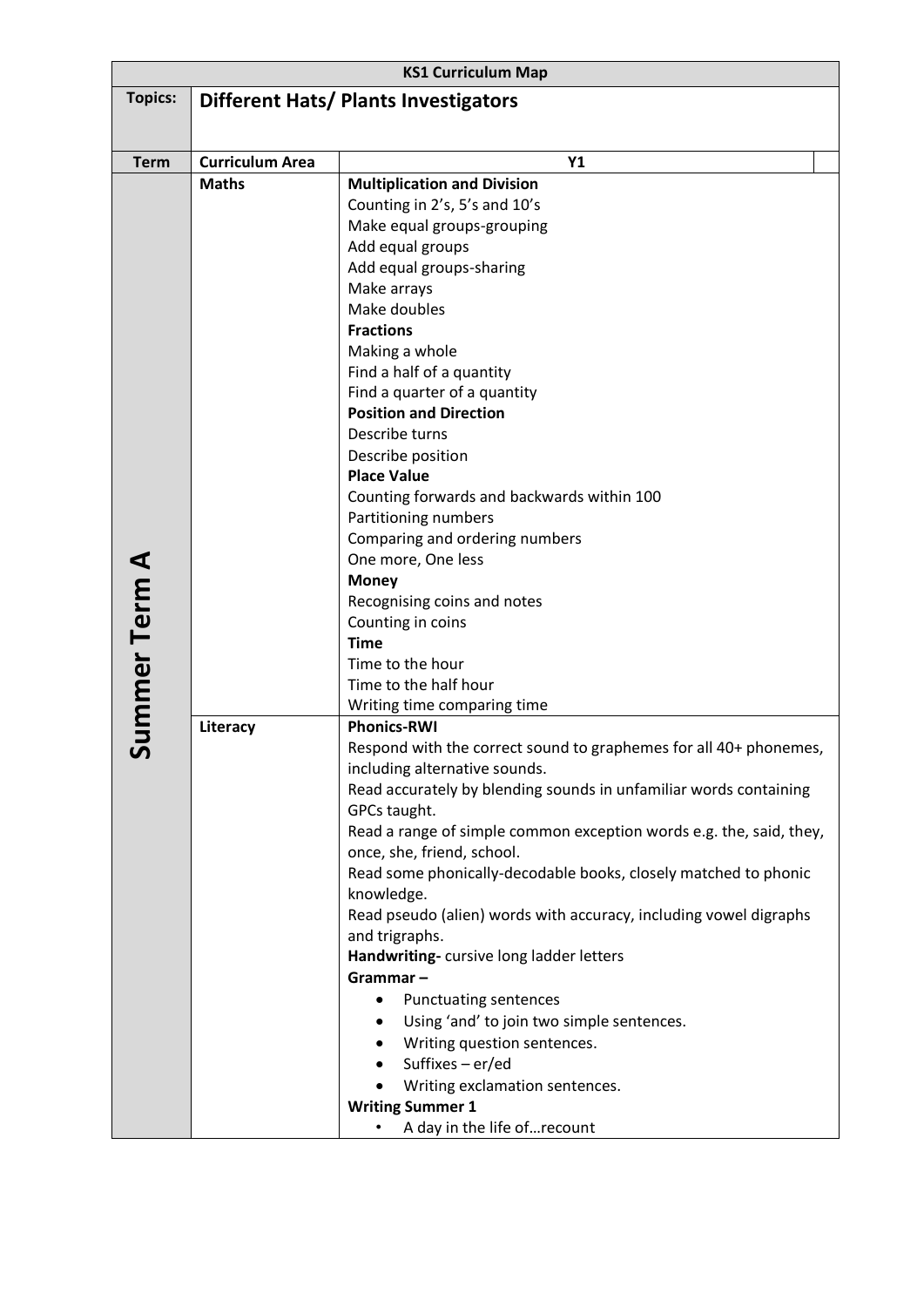| KS1 Curriculum Map | | | |
|---|---|---|---|
| **Topics:** | **Different Hats/ Plants Investigators** | | |
| **Term** | **Curriculum Area** | **Y1** | |
| **Summer Term A** | **Maths** | **Multiplication and Division**<br>Counting in 2's, 5's and 10's<br>Make equal groups-grouping<br>Add equal groups<br>Add equal groups-sharing<br>Make arrays<br>Make doubles<br>**Fractions**<br>Making a whole<br>Find a half of a quantity<br>Find a quarter of a quantity<br>**Position and Direction**<br>Describe turns<br>Describe position<br>**Place Value**<br>Counting forwards and backwards within 100<br>Partitioning numbers<br>Comparing and ordering numbers<br>One more, One less<br>**Money**<br>Recognising coins and notes<br>Counting in coins<br>**Time**<br>Time to the hour<br>Time to the half hour<br>Writing time comparing time | |
| | **Literacy** | **Phonics-RWI**<br>Respond with the correct sound to graphemes for all 40+ phonemes, including alternative sounds.<br>Read accurately by blending sounds in unfamiliar words containing GPCs taught.<br>Read a range of simple common exception words e.g. the, said, they, once, she, friend, school.<br>Read some phonically-decodable books, closely matched to phonic knowledge.<br>Read pseudo (alien) words with accuracy, including vowel digraphs and trigraphs.<br>**Handwriting-** cursive long ladder letters<br>**Grammar –**<br>• Punctuating sentences<br>• Using 'and' to join two simple sentences.<br>• Writing question sentences.<br>• Suffixes – er/ed<br>• Writing exclamation sentences.<br>**Writing Summer 1**<br>• A day in the life of…recount | |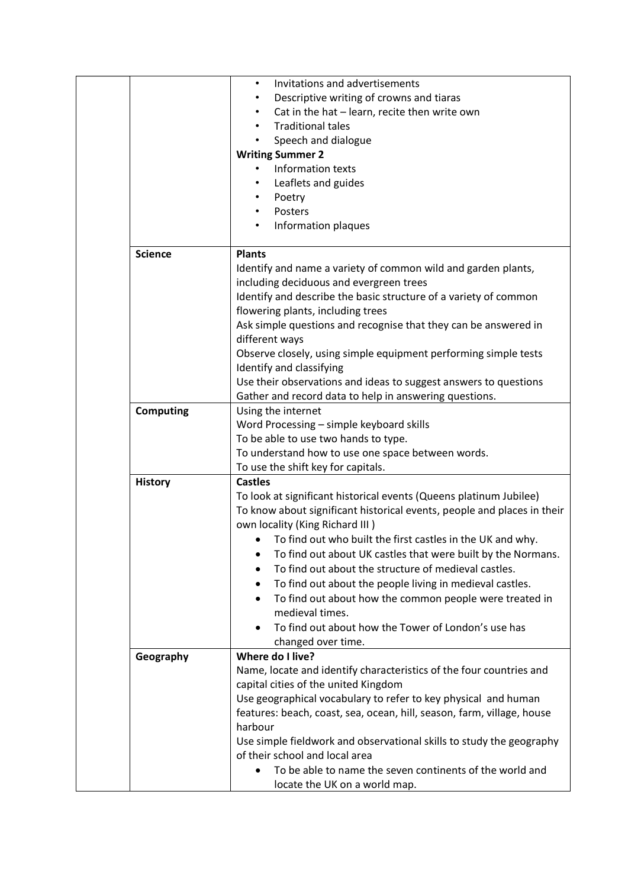| | | |
|---|---|---|
| | | • Invitations and advertisements<br>• Descriptive writing of crowns and tiaras<br>• Cat in the hat – learn, recite then write own<br>• Traditional tales<br>• Speech and dialogue<br>**Writing Summer 2**<br>• Information texts<br>• Leaflets and guides<br>• Poetry<br>• Posters<br>• Information plaques |
| | **Science** | **Plants**<br>Identify and name a variety of common wild and garden plants, including deciduous and evergreen trees<br>Identify and describe the basic structure of a variety of common flowering plants, including trees<br>Ask simple questions and recognise that they can be answered in different ways<br>Observe closely, using simple equipment performing simple tests<br>Identify and classifying<br>Use their observations and ideas to suggest answers to questions<br>Gather and record data to help in answering questions. |
| | **Computing** | Using the internet<br>Word Processing – simple keyboard skills<br>To be able to use two hands to type.<br>To understand how to use one space between words.<br>To use the shift key for capitals. |
| | **History** | **Castles**<br>To look at significant historical events (Queens platinum Jubilee)<br>To know about significant historical events, people and places in their own locality (King Richard III )<br>• To find out who built the first castles in the UK and why.<br>• To find out about UK castles that were built by the Normans.<br>• To find out about the structure of medieval castles.<br>• To find out about the people living in medieval castles.<br>• To find out about how the common people were treated in medieval times.<br>• To find out about how the Tower of London's use has changed over time. |
| | **Geography** | **Where do I live?**<br>Name, locate and identify characteristics of the four countries and capital cities of the united Kingdom<br>Use geographical vocabulary to refer to key physical and human features: beach, coast, sea, ocean, hill, season, farm, village, house harbour<br>Use simple fieldwork and observational skills to study the geography of their school and local area<br>• To be able to name the seven continents of the world and locate the UK on a world map. |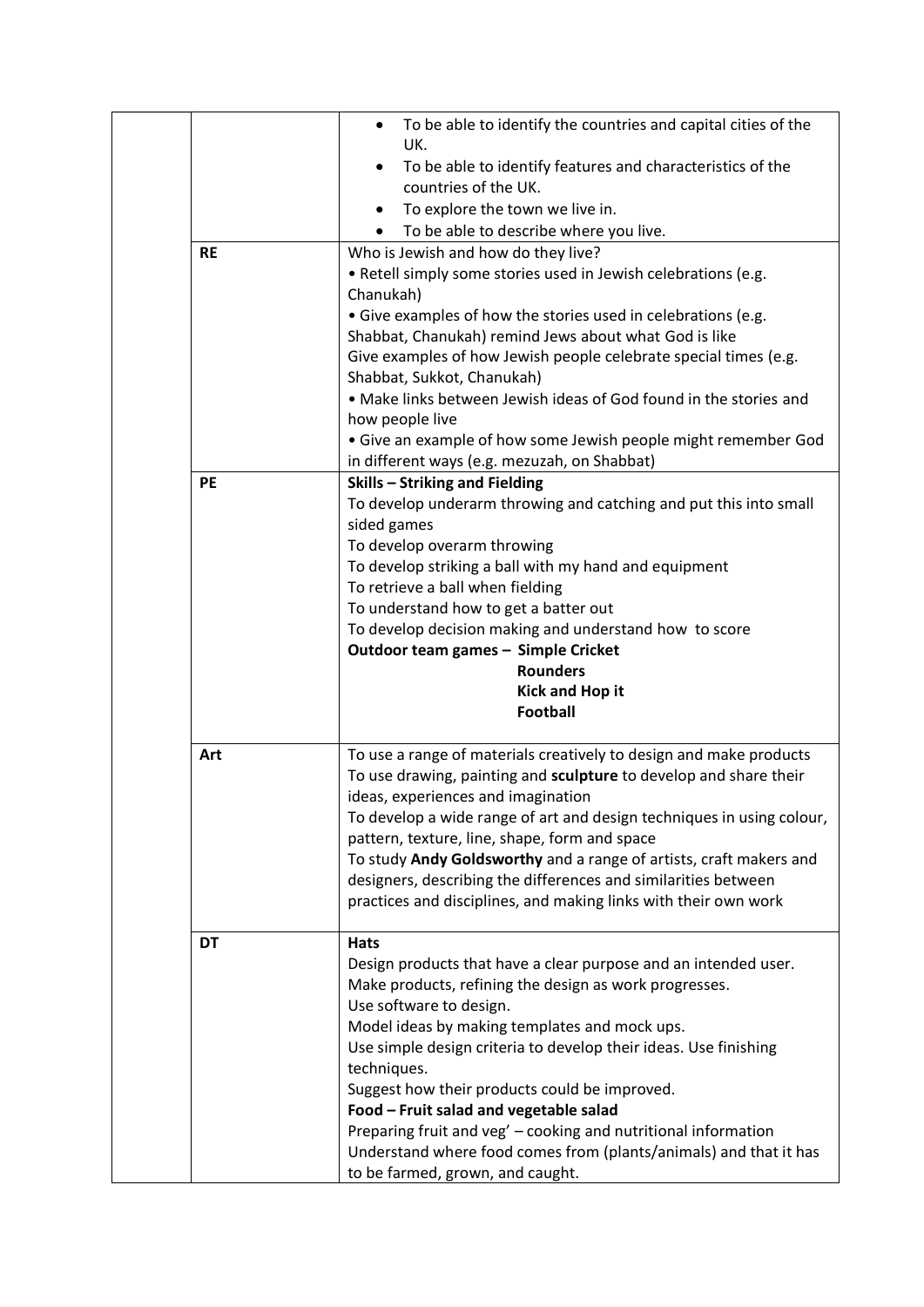| | | |
|---|---|---|
| | | • To be able to identify the countries and capital cities of the UK.<br>• To be able to identify features and characteristics of the countries of the UK.<br>• To explore the town we live in.<br>• To be able to describe where you live. |
| | **RE** | Who is Jewish and how do they live?<br>• Retell simply some stories used in Jewish celebrations (e.g. Chanukah)<br>• Give examples of how the stories used in celebrations (e.g. Shabbat, Chanukah) remind Jews about what God is like<br>Give examples of how Jewish people celebrate special times (e.g. Shabbat, Sukkot, Chanukah)<br>• Make links between Jewish ideas of God found in the stories and how people live<br>• Give an example of how some Jewish people might remember God in different ways (e.g. mezuzah, on Shabbat) |
| | **PE** | **Skills – Striking and Fielding**<br>To develop underarm throwing and catching and put this into small sided games<br>To develop overarm throwing<br>To develop striking a ball with my hand and equipment<br>To retrieve a ball when fielding<br>To understand how to get a batter out<br>To develop decision making and understand how to score<br>**Outdoor team games – Simple Cricket**<br>**Rounders**<br>**Kick and Hop it**<br>**Football** |
| | **Art** | To use a range of materials creatively to design and make products<br>To use drawing, painting and **sculpture** to develop and share their ideas, experiences and imagination<br>To develop a wide range of art and design techniques in using colour, pattern, texture, line, shape, form and space<br>To study **Andy Goldsworthy** and a range of artists, craft makers and designers, describing the differences and similarities between practices and disciplines, and making links with their own work |
| | **DT** | **Hats**<br>Design products that have a clear purpose and an intended user.<br>Make products, refining the design as work progresses.<br>Use software to design.<br>Model ideas by making templates and mock ups.<br>Use simple design criteria to develop their ideas. Use finishing techniques.<br>Suggest how their products could be improved.<br>**Food – Fruit salad and vegetable salad**<br>Preparing fruit and veg' – cooking and nutritional information<br>Understand where food comes from (plants/animals) and that it has to be farmed, grown, and caught. |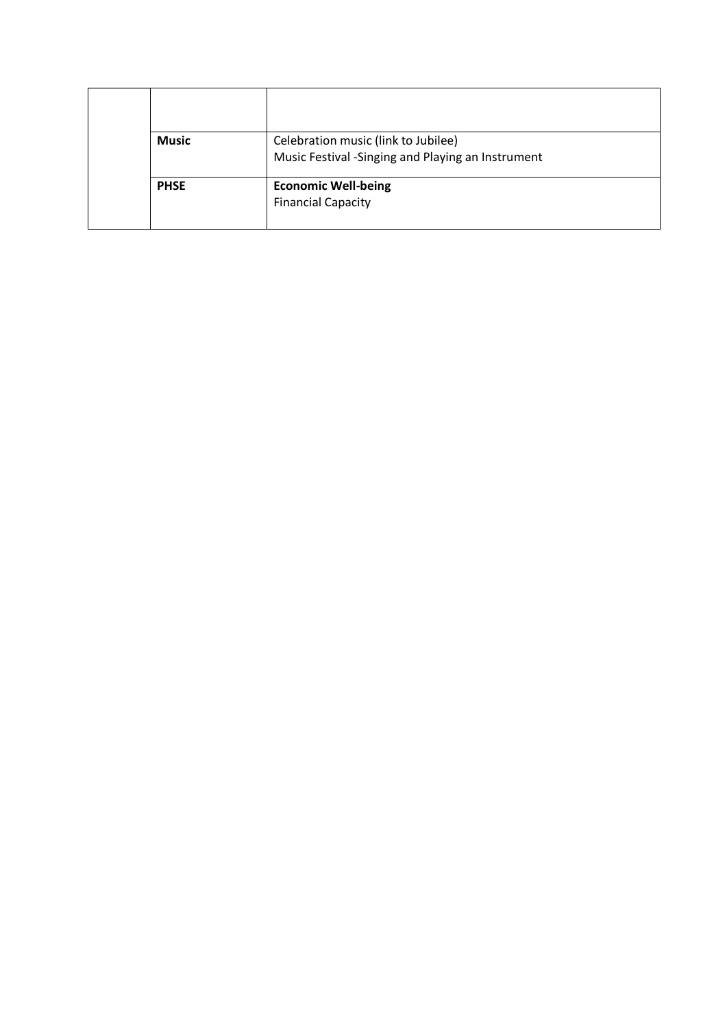| | | |
|---|---|---|
| | | |
| | **Music** | Celebration music (link to Jubilee)<br>Music Festival -Singing and Playing an Instrument |
| | **PHSE** | **Economic Well-being**<br>Financial Capacity |